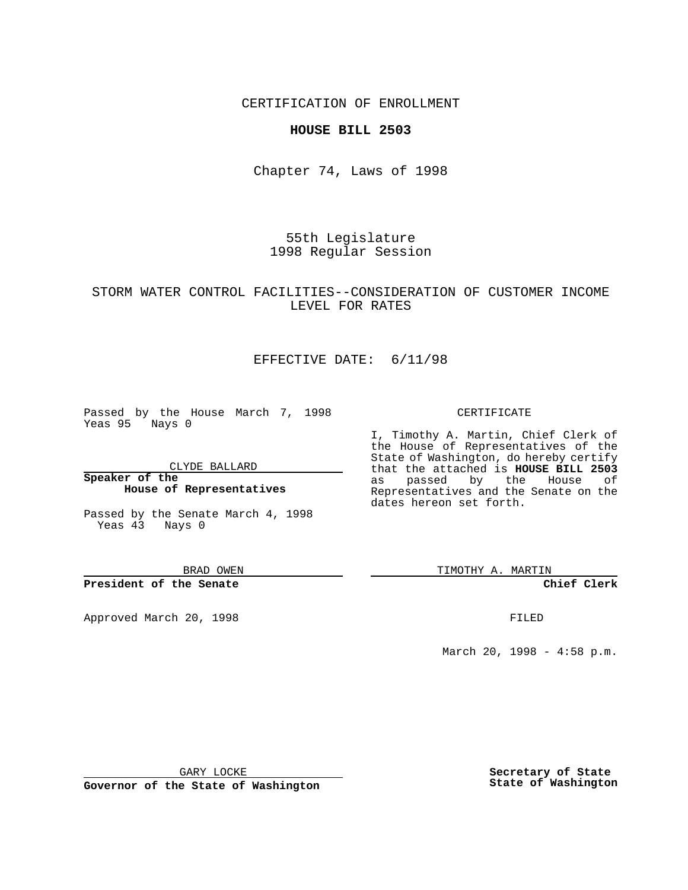CERTIFICATION OF ENROLLMENT

**HOUSE BILL 2503**

Chapter 74, Laws of 1998

55th Legislature
1998 Regular Session

STORM WATER CONTROL FACILITIES--CONSIDERATION OF CUSTOMER INCOME LEVEL FOR RATES

EFFECTIVE DATE: 6/11/98

Passed by the House March 7, 1998
Yeas 95 Nays 0

CLYDE BALLARD

**Speaker of the House of Representatives**

Passed by the Senate March 4, 1998
Yeas 43 Nays 0

BRAD OWEN

**President of the Senate**

Approved March 20, 1998

GARY LOCKE

**Governor of the State of Washington**

CERTIFICATE

I, Timothy A. Martin, Chief Clerk of the House of Representatives of the State of Washington, do hereby certify that the attached is **HOUSE BILL 2503** as passed by the House of Representatives and the Senate on the dates hereon set forth.

TIMOTHY A. MARTIN

**Chief Clerk**

FILED

March 20, 1998 - 4:58 p.m.

**Secretary of State**
**State of Washington**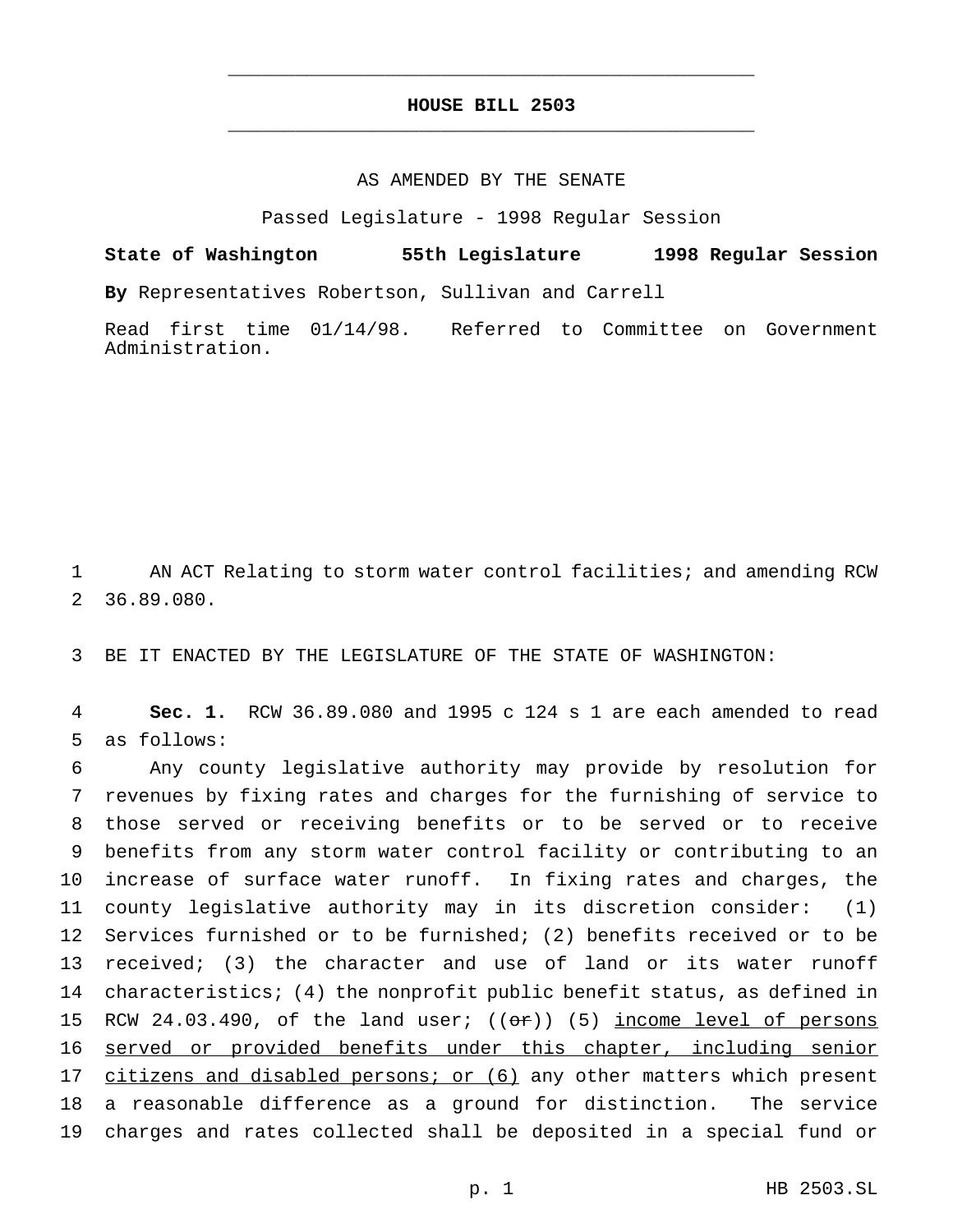**HOUSE BILL 2503**

AS AMENDED BY THE SENATE

Passed Legislature - 1998 Regular Session

**State of Washington 55th Legislature 1998 Regular Session**

**By** Representatives Robertson, Sullivan and Carrell

Read first time 01/14/98. Referred to Committee on Government Administration.

AN ACT Relating to storm water control facilities; and amending RCW 36.89.080.

BE IT ENACTED BY THE LEGISLATURE OF THE STATE OF WASHINGTON:

**Sec. 1.** RCW 36.89.080 and 1995 c 124 s 1 are each amended to read as follows:

Any county legislative authority may provide by resolution for revenues by fixing rates and charges for the furnishing of service to those served or receiving benefits or to be served or to receive benefits from any storm water control facility or contributing to an increase of surface water runoff. In fixing rates and charges, the county legislative authority may in its discretion consider: (1) Services furnished or to be furnished; (2) benefits received or to be received; (3) the character and use of land or its water runoff characteristics; (4) the nonprofit public benefit status, as defined in RCW 24.03.490, of the land user; ((~~or~~)) (5) <u>income level of persons served or provided benefits under this chapter, including senior citizens and disabled persons; or (6)</u> any other matters which present a reasonable difference as a ground for distinction. The service charges and rates collected shall be deposited in a special fund or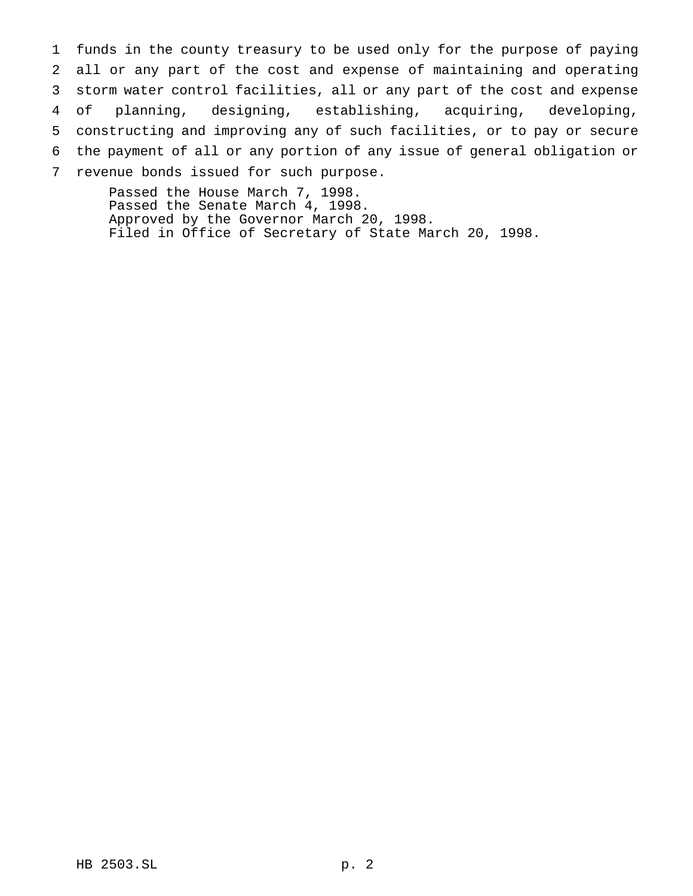funds in the county treasury to be used only for the purpose of paying all or any part of the cost and expense of maintaining and operating storm water control facilities, all or any part of the cost and expense of planning, designing, establishing, acquiring, developing, constructing and improving any of such facilities, or to pay or secure the payment of all or any portion of any issue of general obligation or revenue bonds issued for such purpose.

Passed the House March 7, 1998.
Passed the Senate March 4, 1998.
Approved by the Governor March 20, 1998.
Filed in Office of Secretary of State March 20, 1998.